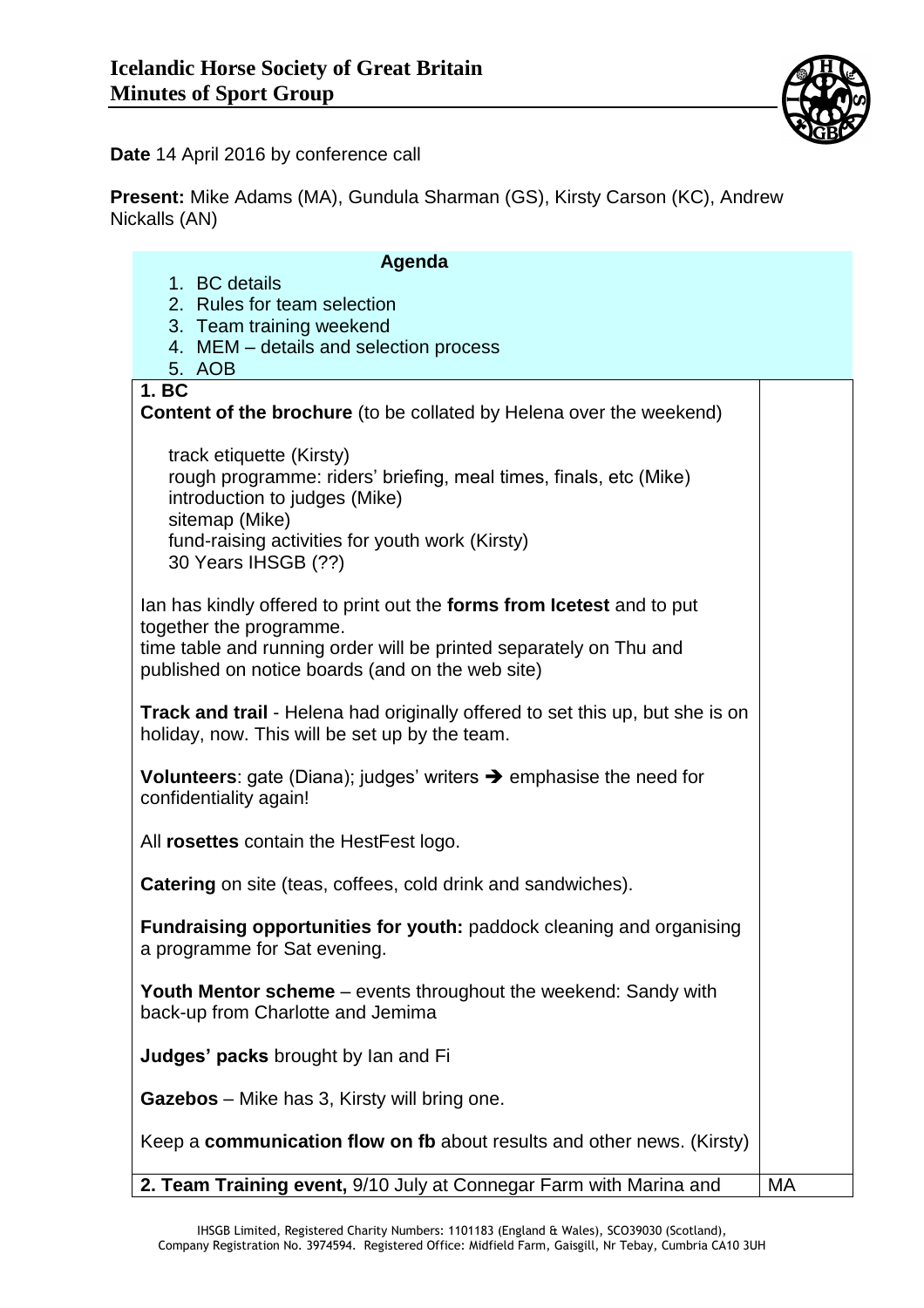# Icelandic Horse Society of Great Britain
## Minutes of Sport Group

**Date** 14 April 2016 by conference call

**Present:** Mike Adams (MA), Gundula Sharman (GS), Kirsty Carson (KC), Andrew Nickalls (AN)

**Agenda**

1. BC details
2. Rules for team selection
3. Team training weekend
4. MEM – details and selection process
5. AOB

| | |
|---|---|
| **1. BC**<br>**Content of the brochure** (to be collated by Helena over the weekend)<br><br>track etiquette (Kirsty)<br>rough programme: riders' briefing, meal times, finals, etc (Mike)<br>introduction to judges (Mike)<br>sitemap (Mike)<br>fund-raising activities for youth work (Kirsty)<br>30 Years IHSGB (??)<br><br>Ian has kindly offered to print out the **forms from Icetest** and to put together the programme.<br>time table and running order will be printed separately on Thu and published on notice boards (and on the web site)<br><br>**Track and trail** - Helena had originally offered to set this up, but she is on holiday, now. This will be set up by the team.<br><br>**Volunteers**: gate (Diana); judges' writers ➔ emphasise the need for confidentiality again!<br><br>All **rosettes** contain the HestFest logo.<br><br>**Catering** on site (teas, coffees, cold drink and sandwiches).<br><br>**Fundraising opportunities for youth:** paddock cleaning and organising a programme for Sat evening.<br><br>**Youth Mentor scheme** – events throughout the weekend: Sandy with back-up from Charlotte and Jemima<br><br>**Judges' packs** brought by Ian and Fi<br><br>**Gazebos** – Mike has 3, Kirsty will bring one.<br><br>Keep a **communication flow on fb** about results and other news. (Kirsty) | |
| **2. Team Training event,** 9/10 July at Connegar Farm with Marina and | MA |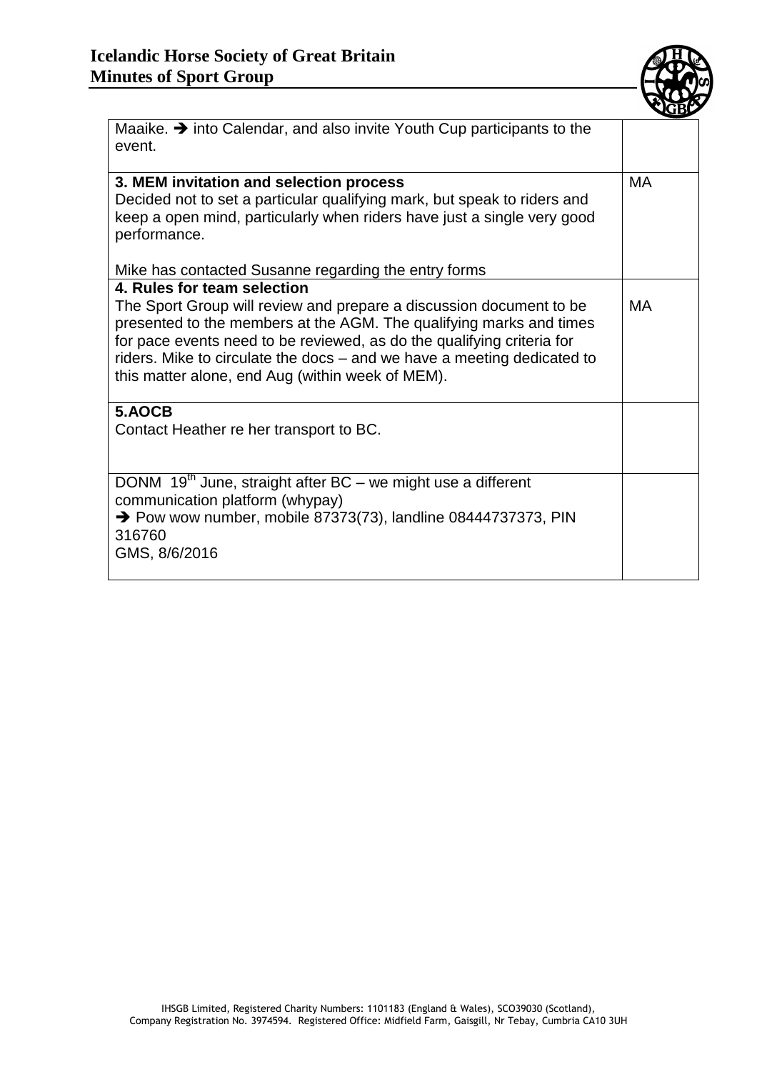| | |
|---|---|
| Maaike. ➔ into Calendar, and also invite Youth Cup participants to the event. | |
| **3. MEM invitation and selection process**<br>Decided not to set a particular qualifying mark, but speak to riders and keep a open mind, particularly when riders have just a single very good performance.<br><br>Mike has contacted Susanne regarding the entry forms | MA |
| **4. Rules for team selection**<br>The Sport Group will review and prepare a discussion document to be presented to the members at the AGM. The qualifying marks and times for pace events need to be reviewed, as do the qualifying criteria for riders. Mike to circulate the docs – and we have a meeting dedicated to this matter alone, end Aug (within week of MEM). | MA |
| **5.AOCB**<br>Contact Heather re her transport to BC. | |
| DONM 19th June, straight after BC – we might use a different communication platform (whypay)<br>➔ Pow wow number, mobile 87373(73), landline 08444737373, PIN 316760<br>GMS, 8/6/2016 | |

IHSGB Limited, Registered Charity Numbers: 1101183 (England & Wales), SCO39030 (Scotland), Company Registration No. 3974594. Registered Office: Midfield Farm, Gaisgill, Nr Tebay, Cumbria CA10 3UH